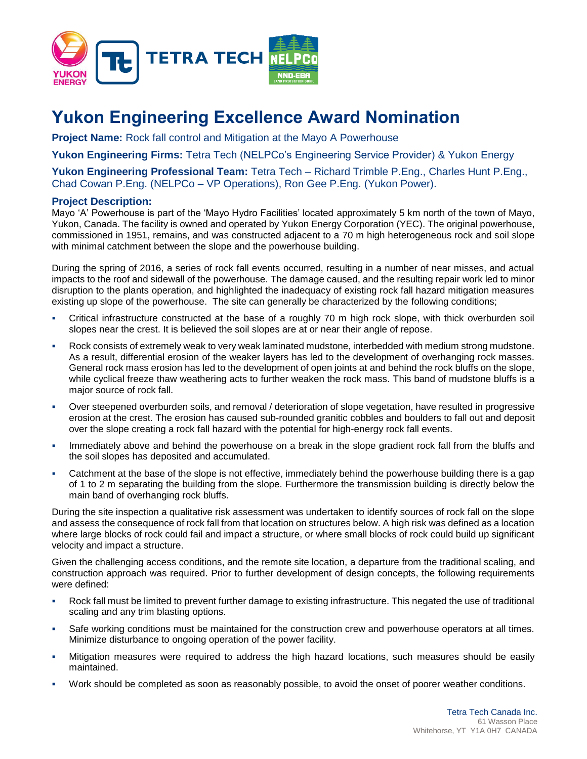# Yukon Engineering Excellence Award Nomination

**Project Name:** Rock fall control and Mitigation at the Mayo A Powerhouse

**Yukon Engineering Firms:** Tetra Tech (NELPCo's Engineering Service Provider) & Yukon Energy

**Yukon Engineering Professional Team:** Tetra Tech – Richard Trimble P.Eng., Charles Hunt P.Eng., Chad Cowan P.Eng. (NELPCo – VP Operations), Ron Gee P.Eng. (Yukon Power).

## Project Description:

Mayo 'A' Powerhouse is part of the 'Mayo Hydro Facilities' located approximately 5 km north of the town of Mayo, Yukon, Canada. The facility is owned and operated by Yukon Energy Corporation (YEC). The original powerhouse, commissioned in 1951, remains, and was constructed adjacent to a 70 m high heterogeneous rock and soil slope with minimal catchment between the slope and the powerhouse building.

During the spring of 2016, a series of rock fall events occurred, resulting in a number of near misses, and actual impacts to the roof and sidewall of the powerhouse. The damage caused, and the resulting repair work led to minor disruption to the plants operation, and highlighted the inadequacy of existing rock fall hazard mitigation measures existing up slope of the powerhouse. The site can generally be characterized by the following conditions;

- Critical infrastructure constructed at the base of a roughly 70 m high rock slope, with thick overburden soil slopes near the crest. It is believed the soil slopes are at or near their angle of repose.
- Rock consists of extremely weak to very weak laminated mudstone, interbedded with medium strong mudstone. As a result, differential erosion of the weaker layers has led to the development of overhanging rock masses. General rock mass erosion has led to the development of open joints at and behind the rock bluffs on the slope, while cyclical freeze thaw weathering acts to further weaken the rock mass. This band of mudstone bluffs is a major source of rock fall.
- Over steepened overburden soils, and removal / deterioration of slope vegetation, have resulted in progressive erosion at the crest. The erosion has caused sub-rounded granitic cobbles and boulders to fall out and deposit over the slope creating a rock fall hazard with the potential for high-energy rock fall events.
- Immediately above and behind the powerhouse on a break in the slope gradient rock fall from the bluffs and the soil slopes has deposited and accumulated.
- Catchment at the base of the slope is not effective, immediately behind the powerhouse building there is a gap of 1 to 2 m separating the building from the slope. Furthermore the transmission building is directly below the main band of overhanging rock bluffs.

During the site inspection a qualitative risk assessment was undertaken to identify sources of rock fall on the slope and assess the consequence of rock fall from that location on structures below. A high risk was defined as a location where large blocks of rock could fail and impact a structure, or where small blocks of rock could build up significant velocity and impact a structure.

Given the challenging access conditions, and the remote site location, a departure from the traditional scaling, and construction approach was required. Prior to further development of design concepts, the following requirements were defined:

- Rock fall must be limited to prevent further damage to existing infrastructure. This negated the use of traditional scaling and any trim blasting options.
- Safe working conditions must be maintained for the construction crew and powerhouse operators at all times. Minimize disturbance to ongoing operation of the power facility.
- Mitigation measures were required to address the high hazard locations, such measures should be easily maintained.
- Work should be completed as soon as reasonably possible, to avoid the onset of poorer weather conditions.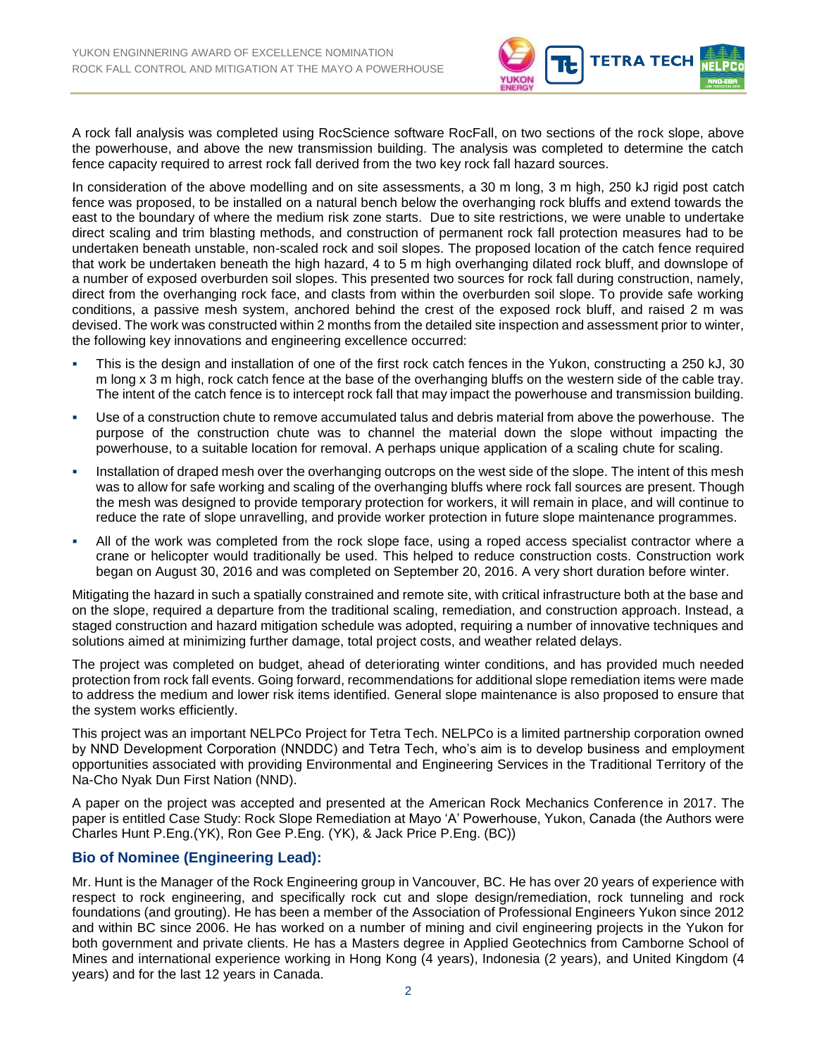A rock fall analysis was completed using RocScience software RocFall, on two sections of the rock slope, above the powerhouse, and above the new transmission building. The analysis was completed to determine the catch fence capacity required to arrest rock fall derived from the two key rock fall hazard sources.

In consideration of the above modelling and on site assessments, a 30 m long, 3 m high, 250 kJ rigid post catch fence was proposed, to be installed on a natural bench below the overhanging rock bluffs and extend towards the east to the boundary of where the medium risk zone starts. Due to site restrictions, we were unable to undertake direct scaling and trim blasting methods, and construction of permanent rock fall protection measures had to be undertaken beneath unstable, non-scaled rock and soil slopes. The proposed location of the catch fence required that work be undertaken beneath the high hazard, 4 to 5 m high overhanging dilated rock bluff, and downslope of a number of exposed overburden soil slopes. This presented two sources for rock fall during construction, namely, direct from the overhanging rock face, and clasts from within the overburden soil slope. To provide safe working conditions, a passive mesh system, anchored behind the crest of the exposed rock bluff, and raised 2 m was devised. The work was constructed within 2 months from the detailed site inspection and assessment prior to winter, the following key innovations and engineering excellence occurred:

- This is the design and installation of one of the first rock catch fences in the Yukon, constructing a 250 kJ, 30 m long x 3 m high, rock catch fence at the base of the overhanging bluffs on the western side of the cable tray. The intent of the catch fence is to intercept rock fall that may impact the powerhouse and transmission building.
- Use of a construction chute to remove accumulated talus and debris material from above the powerhouse. The purpose of the construction chute was to channel the material down the slope without impacting the powerhouse, to a suitable location for removal. A perhaps unique application of a scaling chute for scaling.
- Installation of draped mesh over the overhanging outcrops on the west side of the slope. The intent of this mesh was to allow for safe working and scaling of the overhanging bluffs where rock fall sources are present. Though the mesh was designed to provide temporary protection for workers, it will remain in place, and will continue to reduce the rate of slope unravelling, and provide worker protection in future slope maintenance programmes.
- All of the work was completed from the rock slope face, using a roped access specialist contractor where a crane or helicopter would traditionally be used. This helped to reduce construction costs. Construction work began on August 30, 2016 and was completed on September 20, 2016. A very short duration before winter.

Mitigating the hazard in such a spatially constrained and remote site, with critical infrastructure both at the base and on the slope, required a departure from the traditional scaling, remediation, and construction approach. Instead, a staged construction and hazard mitigation schedule was adopted, requiring a number of innovative techniques and solutions aimed at minimizing further damage, total project costs, and weather related delays.

The project was completed on budget, ahead of deteriorating winter conditions, and has provided much needed protection from rock fall events. Going forward, recommendations for additional slope remediation items were made to address the medium and lower risk items identified. General slope maintenance is also proposed to ensure that the system works efficiently.

This project was an important NELPCo Project for Tetra Tech. NELPCo is a limited partnership corporation owned by NND Development Corporation (NNDDC) and Tetra Tech, who's aim is to develop business and employment opportunities associated with providing Environmental and Engineering Services in the Traditional Territory of the Na-Cho Nyak Dun First Nation (NND).

A paper on the project was accepted and presented at the American Rock Mechanics Conference in 2017. The paper is entitled Case Study: Rock Slope Remediation at Mayo 'A' Powerhouse, Yukon, Canada (the Authors were Charles Hunt P.Eng.(YK), Ron Gee P.Eng. (YK), & Jack Price P.Eng. (BC))

## Bio of Nominee (Engineering Lead):

Mr. Hunt is the Manager of the Rock Engineering group in Vancouver, BC. He has over 20 years of experience with respect to rock engineering, and specifically rock cut and slope design/remediation, rock tunneling and rock foundations (and grouting). He has been a member of the Association of Professional Engineers Yukon since 2012 and within BC since 2006. He has worked on a number of mining and civil engineering projects in the Yukon for both government and private clients. He has a Masters degree in Applied Geotechnics from Camborne School of Mines and international experience working in Hong Kong (4 years), Indonesia (2 years), and United Kingdom (4 years) and for the last 12 years in Canada.